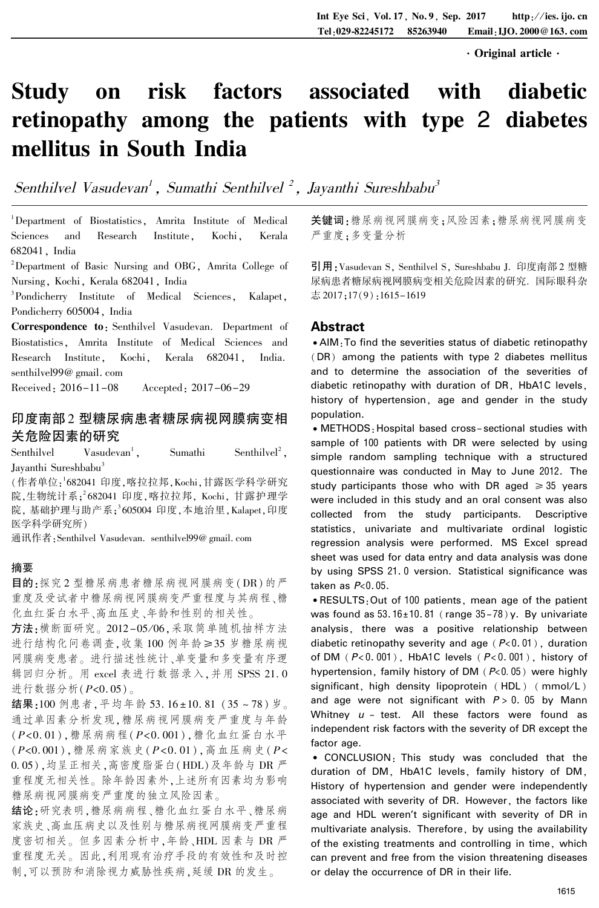· Original article ·

# Study on risk factors associated with diabetic retinopathy among the patients with type 2 diabetes mellitus in South India

*Senthilvel Vasudevan[1], Sumathi Senthilvel[2], Jayanthi Sureshbabu[3]*

[1]Department of Biostatistics, Amrita Institute of Medical Sciences and Research Institute, Kochi, Kerala 682041, India

[2]Department of Basic Nursing and OBG, Amrita College of Nursing, Kochi, Kerala 682041, India

[3]Pondicherry Institute of Medical Sciences, Kalapet, Pondicherry 605004, India

**Correspondence to**: Senthilvel Vasudevan. Department of Biostatistics, Amrita Institute of Medical Sciences and Research Institute, Kochi, Kerala 682041, India. senthilvel99@gmail.com

Received: 2016-11-08  Accepted: 2017-06-29

## 印度南部2型糖尿病患者糖尿病视网膜病变相关危险因素的研究

Senthilvel Vasudevan[1], Sumathi Senthilvel[2], Jayanthi Sureshbabu[3]

(作者单位:[1]682041 印度,喀拉拉邦,Kochi,甘露医学科学研究院,生物统计系;[2]682041 印度,喀拉拉邦,Kochi,甘露护理学院,基础护理与助产系;[3]605004 印度,本地治里,Kalapet,印度医学科学研究所)

通讯作者:Senthilvel Vasudevan. senthilvel99@gmail.com

### 摘要

**目的**:探究2型糖尿病患者糖尿病视网膜病变(DR)的严重度及受试者中糖尿病视网膜病变严重程度与其病程、糖化血红蛋白水平、高血压史、年龄和性别的相关性。

**方法**:横断面研究。2012-05/06,采取简单随机抽样方法进行结构化问卷调查,收集100例年龄≥35岁糖尿病视网膜病变患者。进行描述性统计、单变量和多变量有序逻辑回归分析。用excel表进行数据录入,并用SPSS 21.0进行数据分析($P<0.05$)。

**结果**:100例患者,平均年龄53.16±10.81(35~78)岁。通过单因素分析发现,糖尿病视网膜病变严重度与年龄($P<0.01$),糖尿病病程($P<0.001$),糖化血红蛋白水平($P<0.001$),糖尿病家族史($P<0.01$),高血压病史($P<0.05$),均呈正相关,高密度脂蛋白(HDL)及年龄与DR严重程度无相关性。除年龄因素外,上述所有因素均为影响糖尿病视网膜病变严重度的独立风险因素。

**结论**:研究表明,糖尿病病程、糖化血红蛋白水平、糖尿病家族史、高血压病史以及性别与糖尿病视网膜病变严重程度密切相关。但多因素分析中,年龄、HDL因素与DR严重程度无关。因此,利用现有治疗手段的有效性和及时控制,可以预防和消除视力威胁性疾病,延缓DR的发生。

**关键词**:糖尿病视网膜病变;风险因素;糖尿病视网膜病变严重度;多变量分析

**引用**:Vasudevan S, Senthilvel S, Sureshbabu J. 印度南部2型糖尿病患者糖尿病视网膜病变相关危险因素的研究. 国际眼科杂志 2017;17(9):1615-1619

## Abstract

• AIM: To find the severities status of diabetic retinopathy (DR) among the patients with type 2 diabetes mellitus and to determine the association of the severities of diabetic retinopathy with duration of DR, HbA1C levels, history of hypertension, age and gender in the study population.

• METHODS: Hospital based cross-sectional studies with sample of 100 patients with DR were selected by using simple random sampling technique with a structured questionnaire was conducted in May to June 2012. The study participants those who with DR aged ≥35 years were included in this study and an oral consent was also collected from the study participants. Descriptive statistics, univariate and multivariate ordinal logistic regression analysis were performed. MS Excel spread sheet was used for data entry and data analysis was done by using SPSS 21.0 version. Statistical significance was taken as $P<0.05$.

• RESULTS: Out of 100 patients, mean age of the patient was found as 53.16±10.81 (range 35-78)y. By univariate analysis, there was a positive relationship between diabetic retinopathy severity and age ($P<0.01$), duration of DM ($P<0.001$), HbA1C levels ($P<0.001$), history of hypertension, family history of DM ($P<0.05$) were highly significant, high density lipoprotein (HDL) (mmol/L) and age were not significant with $P>0.05$ by Mann Whitney $u$-test. All these factors were found as independent risk factors with the severity of DR except the factor age.

• CONCLUSION: This study was concluded that the duration of DM, HbA1C levels, family history of DM, History of hypertension and gender were independently associated with severity of DR. However, the factors like age and HDL weren't significant with severity of DR in multivariate analysis. Therefore, by using the availability of the existing treatments and controlling in time, which can prevent and free from the vision threatening diseases or delay the occurrence of DR in their life.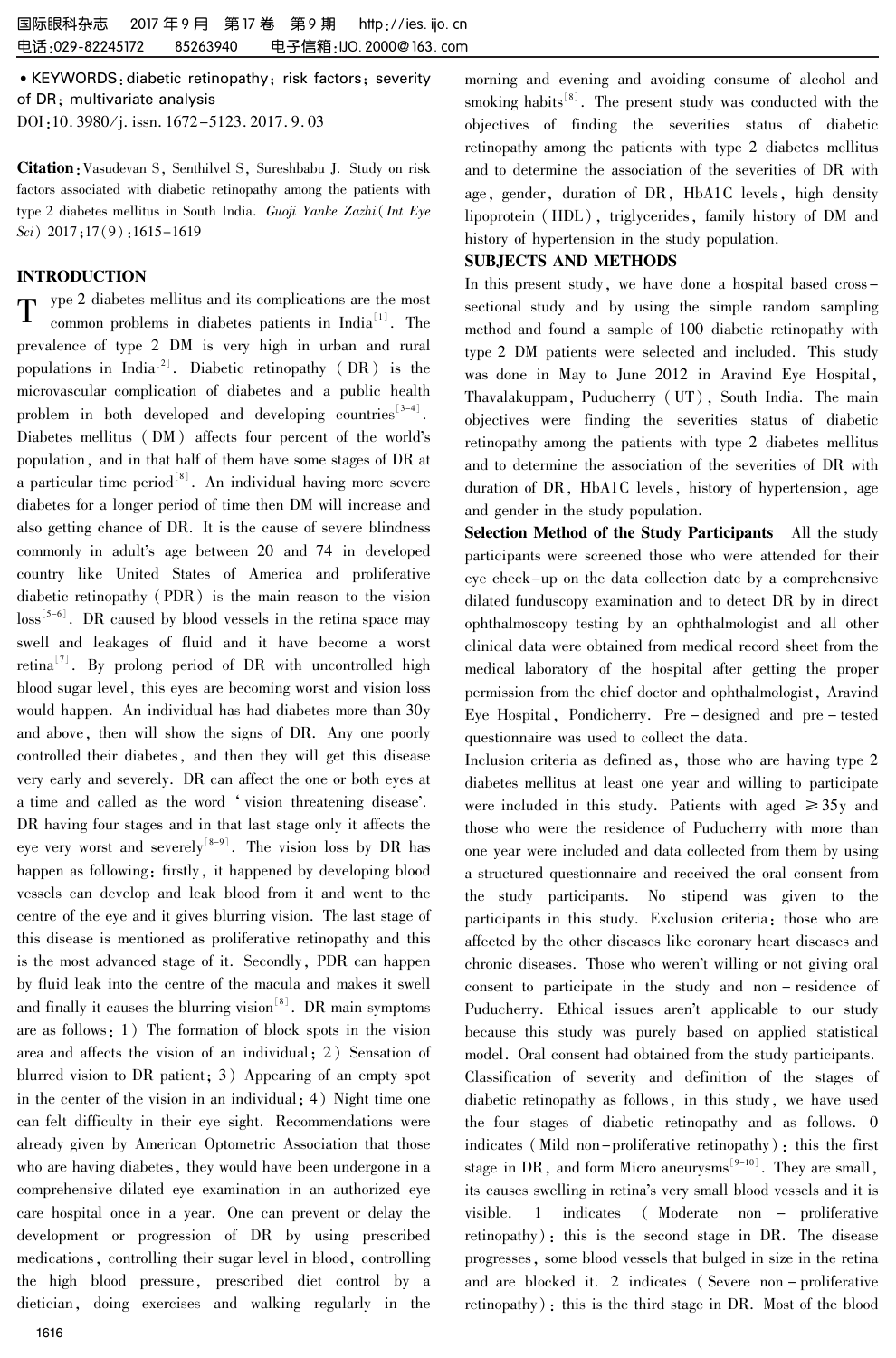• KEYWORDS: diabetic retinopathy; risk factors; severity of DR; multivariate analysis

DOI:10.3980/j.issn.1672-5123.2017.9.03

**Citation**: Vasudevan S, Senthilvel S, Sureshbabu J. Study on risk factors associated with diabetic retinopathy among the patients with type 2 diabetes mellitus in South India. *Guoji Yanke Zazhi* (*Int Eye Sci*) 2017;17(9):1615-1619

## INTRODUCTION

Type 2 diabetes mellitus and its complications are the most common problems in diabetes patients in India[1]. The prevalence of type 2 DM is very high in urban and rural populations in India[2]. Diabetic retinopathy (DR) is the microvascular complication of diabetes and a public health problem in both developed and developing countries[3-4]. Diabetes mellitus (DM) affects four percent of the world's population, and in that half of them have some stages of DR at a particular time period[8]. An individual having more severe diabetes for a longer period of time then DM will increase and also getting chance of DR. It is the cause of severe blindness commonly in adult's age between 20 and 74 in developed country like United States of America and proliferative diabetic retinopathy (PDR) is the main reason to the vision loss[5-6]. DR caused by blood vessels in the retina space may swell and leakages of fluid and it have become a worst retina[7]. By prolong period of DR with uncontrolled high blood sugar level, this eyes are becoming worst and vision loss would happen. An individual has had diabetes more than 30y and above, then will show the signs of DR. Any one poorly controlled their diabetes, and then they will get this disease very early and severely. DR can affect the one or both eyes at a time and called as the word 'vision threatening disease'. DR having four stages and in that last stage only it affects the eye very worst and severely[8-9]. The vision loss by DR has happen as following: firstly, it happened by developing blood vessels can develop and leak blood from it and went to the centre of the eye and it gives blurring vision. The last stage of this disease is mentioned as proliferative retinopathy and this is the most advanced stage of it. Secondly, PDR can happen by fluid leak into the centre of the macula and makes it swell and finally it causes the blurring vision[8]. DR main symptoms are as follows: 1) The formation of block spots in the vision area and affects the vision of an individual; 2) Sensation of blurred vision to DR patient; 3) Appearing of an empty spot in the center of the vision in an individual; 4) Night time one can felt difficulty in their eye sight. Recommendations were already given by American Optometric Association that those who are having diabetes, they would have been undergone in a comprehensive dilated eye examination in an authorized eye care hospital once in a year. One can prevent or delay the development or progression of DR by using prescribed medications, controlling their sugar level in blood, controlling the high blood pressure, prescribed diet control by a dietician, doing exercises and walking regularly in the morning and evening and avoiding consume of alcohol and smoking habits[8]. The present study was conducted with the objectives of finding the severities status of diabetic retinopathy among the patients with type 2 diabetes mellitus and to determine the association of the severities of DR with age, gender, duration of DR, HbA1C levels, high density lipoprotein (HDL), triglycerides, family history of DM and history of hypertension in the study population.

## SUBJECTS AND METHODS

In this present study, we have done a hospital based cross-sectional study and by using the simple random sampling method and found a sample of 100 diabetic retinopathy with type 2 DM patients were selected and included. This study was done in May to June 2012 in Aravind Eye Hospital, Thavalakuppam, Puducherry (UT), South India. The main objectives were finding the severities status of diabetic retinopathy among the patients with type 2 diabetes mellitus and to determine the association of the severities of DR with duration of DR, HbA1C levels, history of hypertension, age and gender in the study population.

**Selection Method of the Study Participants** All the study participants were screened those who were attended for their eye check-up on the data collection date by a comprehensive dilated funduscopy examination and to detect DR by in direct ophthalmoscopy testing by an ophthalmologist and all other clinical data were obtained from medical record sheet from the medical laboratory of the hospital after getting the proper permission from the chief doctor and ophthalmologist, Aravind Eye Hospital, Pondicherry. Pre-designed and pre-tested questionnaire was used to collect the data.

Inclusion criteria as defined as, those who are having type 2 diabetes mellitus at least one year and willing to participate were included in this study. Patients with aged ≥35y and those who were the residence of Puducherry with more than one year were included and data collected from them by using a structured questionnaire and received the oral consent from the study participants. No stipend was given to the participants in this study. Exclusion criteria: those who are affected by the other diseases like coronary heart diseases and chronic diseases. Those who weren't willing or not giving oral consent to participate in the study and non-residence of Puducherry. Ethical issues aren't applicable to our study because this study was purely based on applied statistical model. Oral consent had obtained from the study participants.

Classification of severity and definition of the stages of diabetic retinopathy as follows, in this study, we have used the four stages of diabetic retinopathy and as follows. 0 indicates (Mild non-proliferative retinopathy): this the first stage in DR, and form Micro aneurysms[9-10]. They are small, its causes swelling in retina's very small blood vessels and it is visible. 1 indicates (Moderate non-proliferative retinopathy): this is the second stage in DR. The disease progresses, some blood vessels that bulged in size in the retina and are blocked it. 2 indicates (Severe non-proliferative retinopathy): this is the third stage in DR. Most of the blood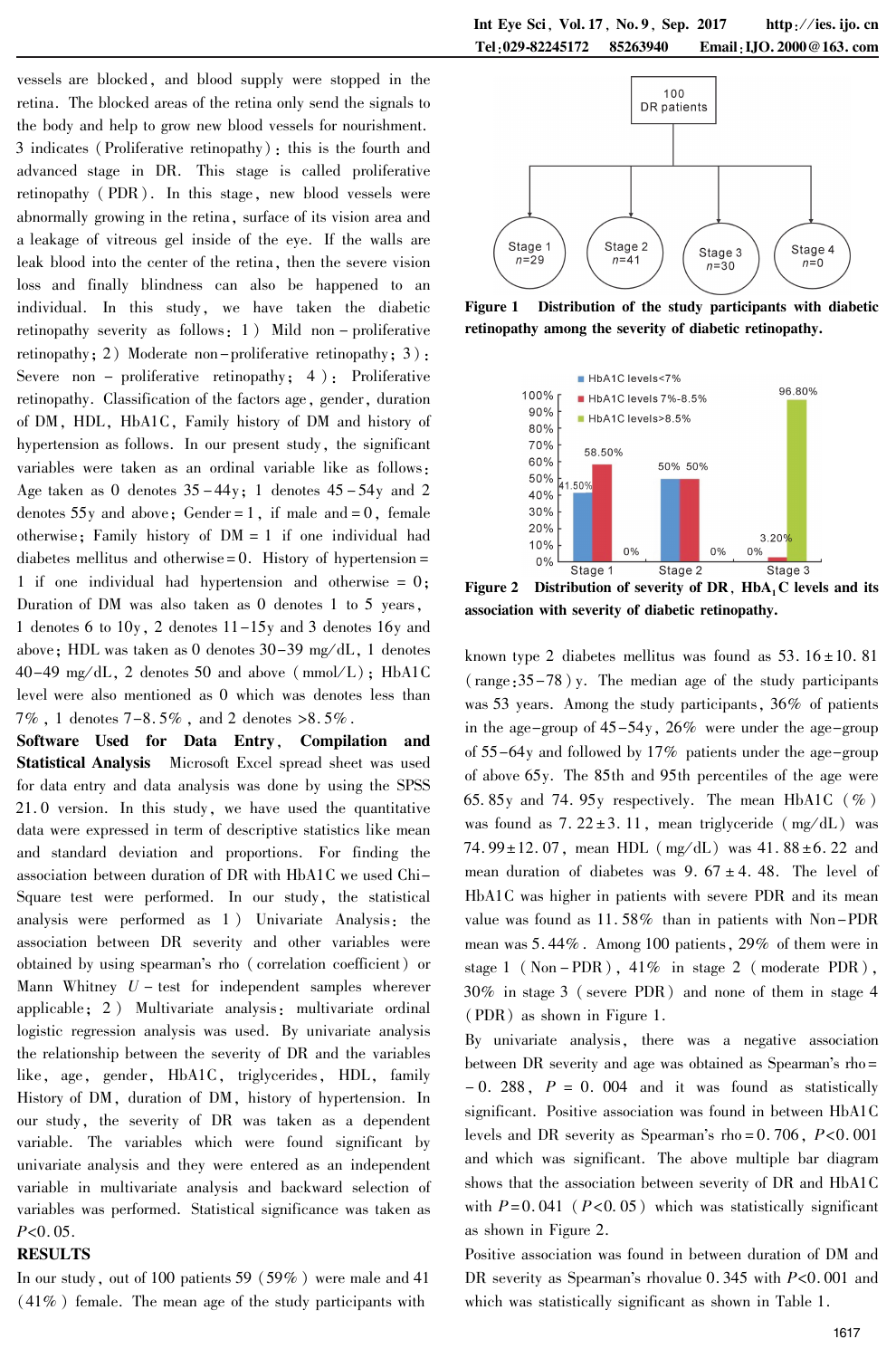vessels are blocked, and blood supply were stopped in the retina. The blocked areas of the retina only send the signals to the body and help to grow new blood vessels for nourishment. 3 indicates (Proliferative retinopathy): this is the fourth and advanced stage in DR. This stage is called proliferative retinopathy (PDR). In this stage, new blood vessels were abnormally growing in the retina, surface of its vision area and a leakage of vitreous gel inside of the eye. If the walls are leak blood into the center of the retina, then the severe vision loss and finally blindness can also be happened to an individual. In this study, we have taken the diabetic retinopathy severity as follows: 1) Mild non-proliferative retinopathy; 2) Moderate non-proliferative retinopathy; 3): Severe non-proliferative retinopathy; 4): Proliferative retinopathy. Classification of the factors age, gender, duration of DM, HDL, HbA1C, Family history of DM and history of hypertension as follows. In our present study, the significant variables were taken as an ordinal variable like as follows: Age taken as 0 denotes 35-44y; 1 denotes 45-54y and 2 denotes 55y and above; Gender=1, if male and=0, female otherwise; Family history of DM=1 if one individual had diabetes mellitus and otherwise=0. History of hypertension=1 if one individual had hypertension and otherwise=0; Duration of DM was also taken as 0 denotes 1 to 5 years, 1 denotes 6 to 10y, 2 denotes 11-15y and 3 denotes 16y and above; HDL was taken as 0 denotes 30-39 mg/dL, 1 denotes 40-49 mg/dL, 2 denotes 50 and above (mmol/L); HbA1C level were also mentioned as 0 which was denotes less than 7%, 1 denotes 7-8.5%, and 2 denotes >8.5%.

**Software Used for Data Entry, Compilation and Statistical Analysis** Microsoft Excel spread sheet was used for data entry and data analysis was done by using the SPSS 21.0 version. In this study, we have used the quantitative data were expressed in term of descriptive statistics like mean and standard deviation and proportions. For finding the association between duration of DR with HbA1C we used Chi-Square test were performed. In our study, the statistical analysis were performed as 1) Univariate Analysis: the association between DR severity and other variables were obtained by using spearman's rho (correlation coefficient) or Mann Whitney $U$-test for independent samples wherever applicable; 2) Multivariate analysis: multivariate ordinal logistic regression analysis was used. By univariate analysis the relationship between the severity of DR and the variables like, age, gender, HbA1C, triglycerides, HDL, family History of DM, duration of DM, history of hypertension. In our study, the severity of DR was taken as a dependent variable. The variables which were found significant by univariate analysis and they were entered as an independent variable in multivariate analysis and backward selection of variables was performed. Statistical significance was taken as $P<0.05$.

## RESULTS

In our study, out of 100 patients 59 (59%) were male and 41 (41%) female. The mean age of the study participants with known type 2 diabetes mellitus was found as 53.16±10.81 (range:35-78) y. The median age of the study participants was 53 years. Among the study participants, 36% of patients in the age-group of 45-54y, 26% were under the age-group of 55-64y and followed by 17% patients under the age-group of above 65y. The 85th and 95th percentiles of the age were 65.85y and 74.95y respectively. The mean HbA1C (%) was found as 7.22±3.11, mean triglyceride (mg/dL) was 74.99±12.07, mean HDL (mg/dL) was 41.88±6.22 and mean duration of diabetes was 9.67±4.48. The level of HbA1C was higher in patients with severe PDR and its mean value was found as 11.58% than in patients with Non-PDR mean was 5.44%. Among 100 patients, 29% of them were in stage 1 (Non-PDR), 41% in stage 2 (moderate PDR), 30% in stage 3 (severe PDR) and none of them in stage 4 (PDR) as shown in Figure 1.

**Figure 1 Distribution of the study participants with diabetic retinopathy among the severity of diabetic retinopathy.**

**Figure 2 Distribution of severity of DR, $HbA_1C$ levels and its association with severity of diabetic retinopathy.**

By univariate analysis, there was a negative association between DR severity and age was obtained as Spearman's rho=-0.288, $P=0.004$ and it was found as statistically significant. Positive association was found in between HbA1C levels and DR severity as Spearman's rho=0.706, $P<0.001$ and which was significant. The above multiple bar diagram shows that the association between severity of DR and HbA1C with $P=0.041$ ($P<0.05$) which was statistically significant as shown in Figure 2.

Positive association was found in between duration of DM and DR severity as Spearman's rhovalue 0.345 with $P<0.001$ and which was statistically significant as shown in Table 1.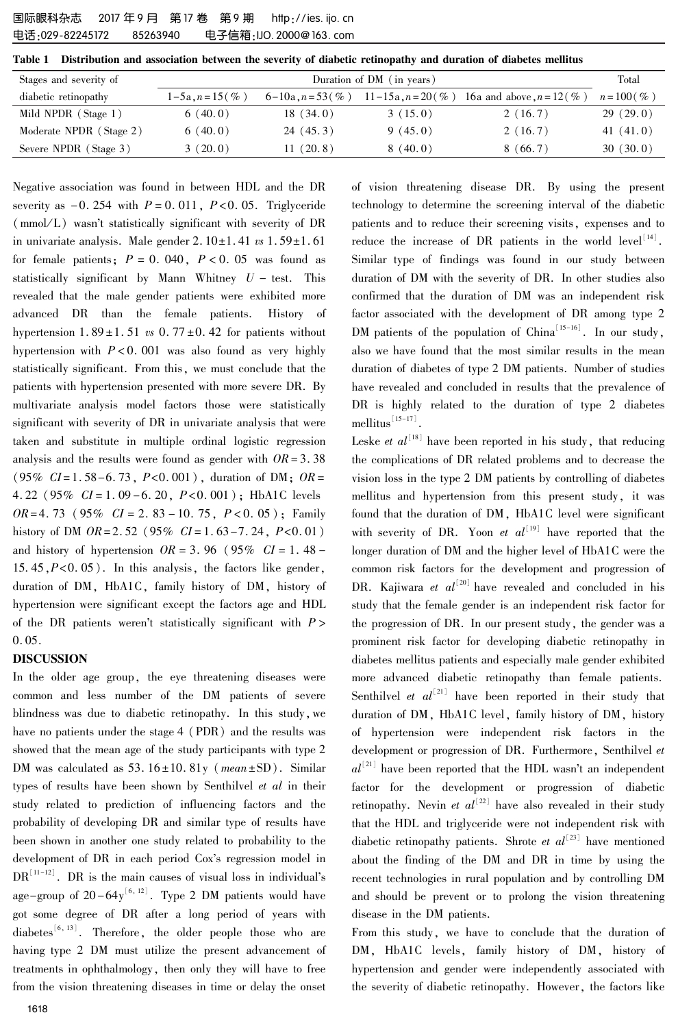**Table 1 Distribution and association between the severity of diabetic retinopathy and duration of diabetes mellitus**

| Stages and severity of diabetic retinopathy | Duration of DM (in years) | | | | Total |
|---|---|---|---|---|---|
| | 1-5a, n=15(%) | 6-10a, n=53(%) | 11-15a, n=20(%) | 16a and above, n=12(%) | n=100(%) |
| Mild NPDR (Stage 1) | 6 (40.0) | 18 (34.0) | 3 (15.0) | 2 (16.7) | 29 (29.0) |
| Moderate NPDR (Stage 2) | 6 (40.0) | 24 (45.3) | 9 (45.0) | 2 (16.7) | 41 (41.0) |
| Severe NPDR (Stage 3) | 3 (20.0) | 11 (20.8) | 8 (40.0) | 8 (66.7) | 30 (30.0) |

Negative association was found in between HDL and the DR severity as $-0.254$ with $P=0.011$, $P<0.05$. Triglyceride (mmol/L) wasn't statistically significant with severity of DR in univariate analysis. Male gender $2.10\pm1.41$ *vs* $1.59\pm1.61$ for female patients; $P=0.040$, $P<0.05$ was found as statistically significant by Mann Whitney $U$ - test. This revealed that the male gender patients were exhibited more advanced DR than the female patients. History of hypertension $1.89\pm1.51$ *vs* $0.77\pm0.42$ for patients without hypertension with $P<0.001$ was also found as very highly statistically significant. From this, we must conclude that the patients with hypertension presented with more severe DR. By multivariate analysis model factors those were statistically significant with severity of DR in univariate analysis that were taken and substitute in multiple ordinal logistic regression analysis and the results were found as gender with $OR=3.38$ (95% $CI=1.58-6.73$, $P<0.001$), duration of DM; $OR=4.22$ (95% $CI=1.09-6.20$, $P<0.001$); HbA1C levels $OR=4.73$ (95% $CI=2.83-10.75$, $P<0.05$); Family history of DM $OR=2.52$ (95% $CI=1.63-7.24$, $P<0.01$) and history of hypertension $OR=3.96$ (95% $CI=1.48-15.45$, $P<0.05$). In this analysis, the factors like gender, duration of DM, HbA1C, family history of DM, history of hypertension were significant except the factors age and HDL of the DR patients weren't statistically significant with $P>0.05$.

## DISCUSSION

In the older age group, the eye threatening diseases were common and less number of the DM patients of severe blindness was due to diabetic retinopathy. In this study, we have no patients under the stage 4 (PDR) and the results was showed that the mean age of the study participants with type 2 DM was calculated as $53.16\pm10.81$y (*mean*±SD). Similar types of results have been shown by Senthilvel *et al* in their study related to prediction of influencing factors and the probability of developing DR and similar type of results have been shown in another one study related to probability to the development of DR in each period Cox's regression model in DR[11-12]. DR is the main causes of visual loss in individual's age-group of 20-64y[6,12]. Type 2 DM patients would have got some degree of DR after a long period of years with diabetes[6,13]. Therefore, the older people those who are having type 2 DM must utilize the present advancement of treatments in ophthalmology, then only they will have to free from the vision threatening diseases in time or delay the onset of vision threatening disease DR. By using the present technology to determine the screening interval of the diabetic patients and to reduce their screening visits, expenses and to reduce the increase of DR patients in the world level[14]. Similar type of findings was found in our study between duration of DM with the severity of DR. In other studies also confirmed that the duration of DM was an independent risk factor associated with the development of DR among type 2 DM patients of the population of China[15-16]. In our study, also we have found that the most similar results in the mean duration of diabetes of type 2 DM patients. Number of studies have revealed and concluded in results that the prevalence of DR is highly related to the duration of type 2 diabetes mellitus[15-17].

Leske *et al*[18] have been reported in his study, that reducing the complications of DR related problems and to decrease the vision loss in the type 2 DM patients by controlling of diabetes mellitus and hypertension from this present study, it was found that the duration of DM, HbA1C level were significant with severity of DR. Yoon *et al*[19] have reported that the longer duration of DM and the higher level of HbA1C were the common risk factors for the development and progression of DR. Kajiwara *et al*[20] have revealed and concluded in his study that the female gender is an independent risk factor for the progression of DR. In our present study, the gender was a prominent risk factor for developing diabetic retinopathy in diabetes mellitus patients and especially male gender exhibited more advanced diabetic retinopathy than female patients. Senthilvel *et al*[21] have been reported in their study that duration of DM, HbA1C level, family history of DM, history of hypertension were independent risk factors in the development or progression of DR. Furthermore, Senthilvel *et al*[21] have been reported that the HDL wasn't an independent factor for the development or progression of diabetic retinopathy. Nevin *et al*[22] have also revealed in their study that the HDL and triglyceride were not independent risk with diabetic retinopathy patients. Shrote *et al*[23] have mentioned about the finding of the DM and DR in time by using the recent technologies in rural population and by controlling DM and should be prevent or to prolong the vision threatening disease in the DM patients.

From this study, we have to conclude that the duration of DM, HbA1C levels, family history of DM, history of hypertension and gender were independently associated with the severity of diabetic retinopathy. However, the factors like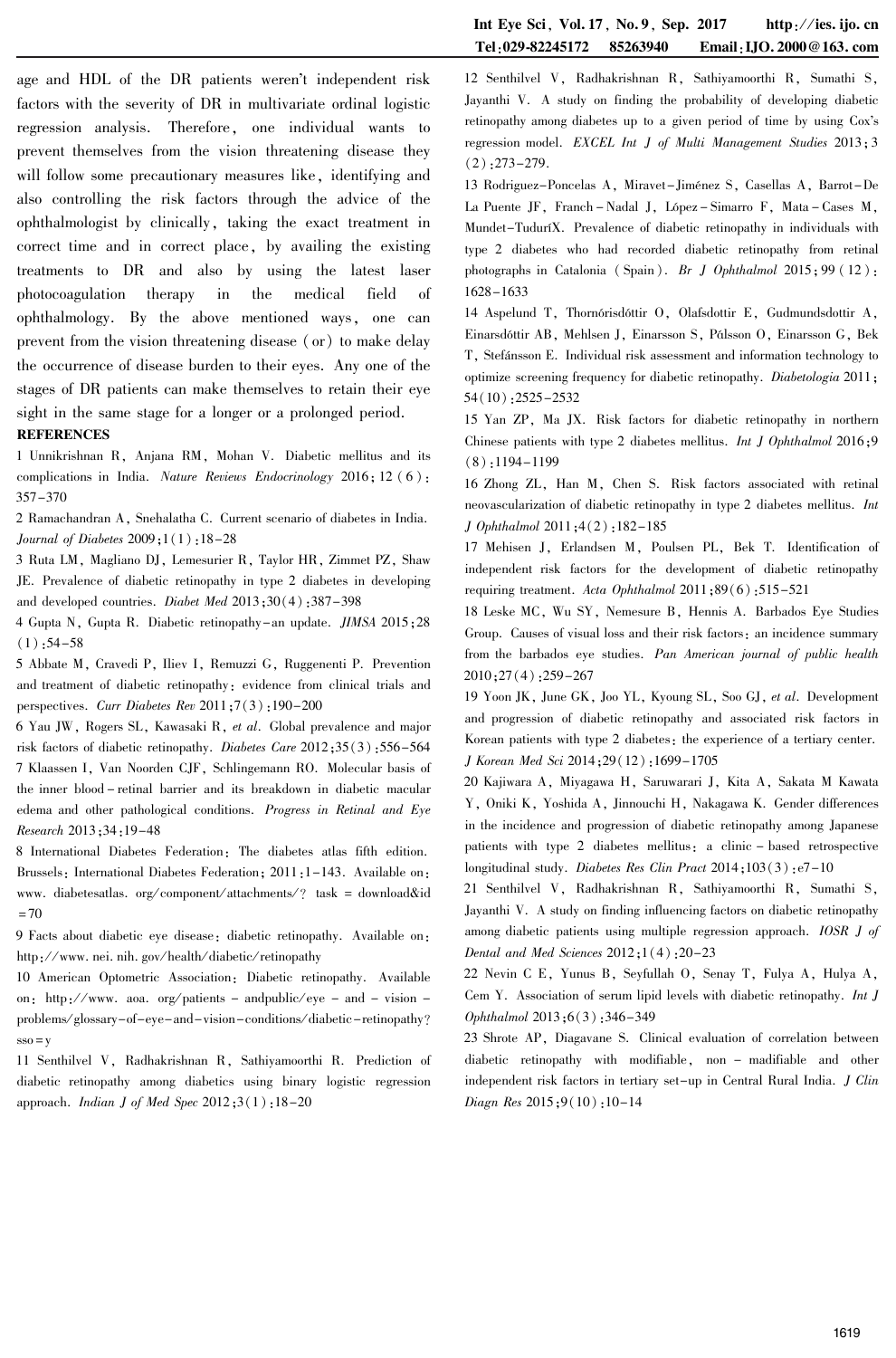age and HDL of the DR patients weren't independent risk factors with the severity of DR in multivariate ordinal logistic regression analysis. Therefore, one individual wants to prevent themselves from the vision threatening disease they will follow some precautionary measures like, identifying and also controlling the risk factors through the advice of the ophthalmologist by clinically, taking the exact treatment in correct time and in correct place, by availing the existing treatments to DR and also by using the latest laser photocoagulation therapy in the medical field of ophthalmology. By the above mentioned ways, one can prevent from the vision threatening disease (or) to make delay the occurrence of disease burden to their eyes. Any one of the stages of DR patients can make themselves to retain their eye sight in the same stage for a longer or a prolonged period.

**REFERENCES**

1 Unnikrishnan R, Anjana RM, Mohan V. Diabetic mellitus and its complications in India. *Nature Reviews Endocrinology* 2016; 12 (6): 357–370

2 Ramachandran A, Snehalatha C. Current scenario of diabetes in India. *Journal of Diabetes* 2009;1(1):18–28

3 Ruta LM, Magliano DJ, Lemesurier R, Taylor HR, Zimmet PZ, Shaw JE. Prevalence of diabetic retinopathy in type 2 diabetes in developing and developed countries. *Diabet Med* 2013;30(4):387–398

4 Gupta N, Gupta R. Diabetic retinopathy–an update. *JIMSA* 2015;28(1):54–58

5 Abbate M, Cravedi P, Iliev I, Remuzzi G, Ruggenenti P. Prevention and treatment of diabetic retinopathy: evidence from clinical trials and perspectives. *Curr Diabetes Rev* 2011;7(3):190–200

6 Yau JW, Rogers SL, Kawasaki R, *et al*. Global prevalence and major risk factors of diabetic retinopathy. *Diabetes Care* 2012;35(3):556–564

7 Klaassen I, Van Noorden CJF, Schlingemann RO. Molecular basis of the inner blood–retinal barrier and its breakdown in diabetic macular edema and other pathological conditions. *Progress in Retinal and Eye Research* 2013;34:19–48

8 International Diabetes Federation: The diabetes atlas fifth edition. Brussels: International Diabetes Federation; 2011:1–143. Available on: www.diabetesatlas.org/component/attachments/? task = download&id = 70

9 Facts about diabetic eye disease: diabetic retinopathy. Available on: http://www.nei.nih.gov/health/diabetic/retinopathy

10 American Optometric Association: Diabetic retinopathy. Available on: http://www.aoa.org/patients-andpublic/eye-and-vision-problems/glossary-of-eye-and-vision-conditions/diabetic-retinopathy?sso=y

11 Senthilvel V, Radhakrishnan R, Sathiyamoorthi R. Prediction of diabetic retinopathy among diabetics using binary logistic regression approach. *Indian J of Med Spec* 2012;3(1):18–20

12 Senthilvel V, Radhakrishnan R, Sathiyamoorthi R, Sumathi S, Jayanthi V. A study on finding the probability of developing diabetic retinopathy among diabetes up to a given period of time by using Cox's regression model. *EXCEL Int J of Multi Management Studies* 2013;3(2):273–279.

13 Rodriguez–Poncelas A, Miravet–Jiménez S, Casellas A, Barrot–De La Puente JF, Franch–Nadal J, López–Simarro F, Mata–Cases M, Mundet–TuduríX. Prevalence of diabetic retinopathy in individuals with type 2 diabetes who had recorded diabetic retinopathy from retinal photographs in Catalonia (Spain). *Br J Ophthalmol* 2015;99(12):1628–1633

14 Aspelund T, Thornórisdóttir O, Olafsdottir E, Gudmundsdottir A, Einarsdóttir AB, Mehlsen J, Einarsson S, Pálsson O, Einarsson G, Bek T, Stefánsson E. Individual risk assessment and information technology to optimize screening frequency for diabetic retinopathy. *Diabetologia* 2011;54(10):2525–2532

15 Yan ZP, Ma JX. Risk factors for diabetic retinopathy in northern Chinese patients with type 2 diabetes mellitus. *Int J Ophthalmol* 2016;9(8):1194–1199

16 Zhong ZL, Han M, Chen S. Risk factors associated with retinal neovascularization of diabetic retinopathy in type 2 diabetes mellitus. *Int J Ophthalmol* 2011;4(2):182–185

17 Mehisen J, Erlandsen M, Poulsen PL, Bek T. Identification of independent risk factors for the development of diabetic retinopathy requiring treatment. *Acta Ophthalmol* 2011;89(6):515–521

18 Leske MC, Wu SY, Nemesure B, Hennis A. Barbados Eye Studies Group. Causes of visual loss and their risk factors: an incidence summary from the barbados eye studies. *Pan American journal of public health* 2010;27(4):259–267

19 Yoon JK, June GK, Joo YL, Kyoung SL, Soo GJ, *et al*. Development and progression of diabetic retinopathy and associated risk factors in Korean patients with type 2 diabetes: the experience of a tertiary center. *J Korean Med Sci* 2014;29(12):1699–1705

20 Kajiwara A, Miyagawa H, Saruwarari J, Kita A, Sakata M Kawata Y, Oniki K, Yoshida A, Jinnouchi H, Nakagawa K. Gender differences in the incidence and progression of diabetic retinopathy among Japanese patients with type 2 diabetes mellitus: a clinic–based retrospective longitudinal study. *Diabetes Res Clin Pract* 2014;103(3):e7–10

21 Senthilvel V, Radhakrishnan R, Sathiyamoorthi R, Sumathi S, Jayanthi V. A study on finding influencing factors on diabetic retinopathy among diabetic patients using multiple regression approach. *IOSR J of Dental and Med Sciences* 2012;1(4):20–23

22 Nevin C E, Yunus B, Seyfullah O, Senay T, Fulya A, Hulya A, Cem Y. Association of serum lipid levels with diabetic retinopathy. *Int J Ophthalmol* 2013;6(3):346–349

23 Shrote AP, Diagavane S. Clinical evaluation of correlation between diabetic retinopathy with modifiable, non–madifiable and other independent risk factors in tertiary set–up in Central Rural India. *J Clin Diagn Res* 2015;9(10):10–14